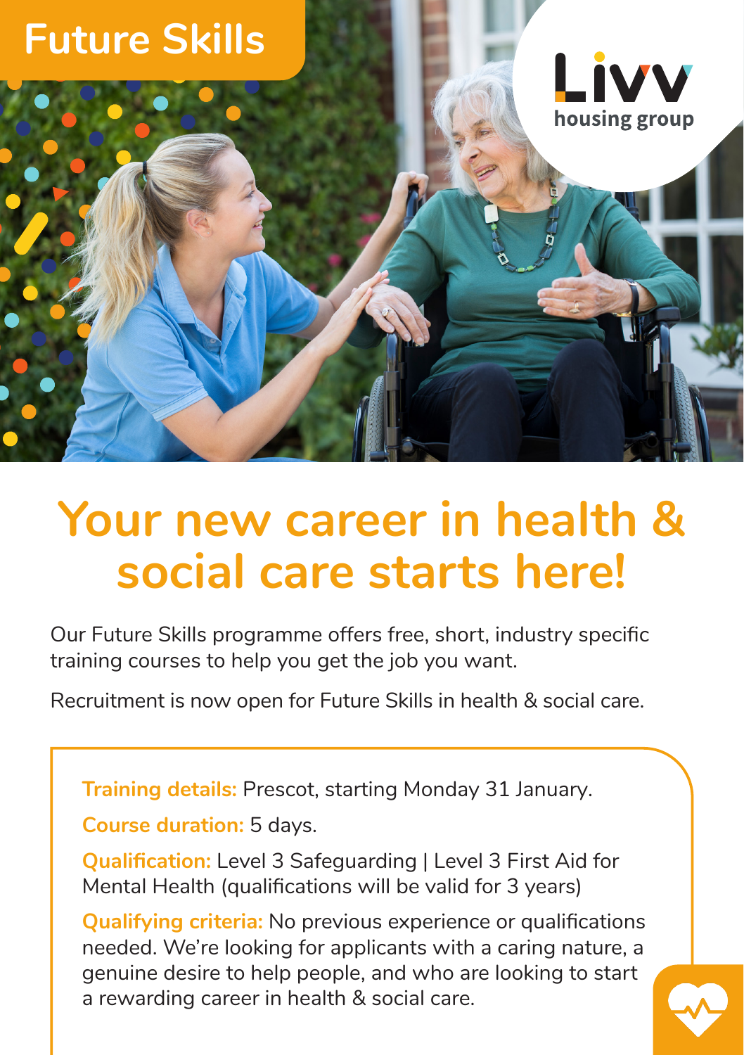Future Skills

Livv housing group

# Your new career in health & social care starts here!

Our Future Skills programme offers free, short, industry specific training courses to help you get the job you want.

Recruitment is now open for Future Skills in health & social care.

**Training details:** Prescot, starting Monday 31 January.

**Course duration:** 5 days.

**Qualification:** Level 3 Safeguarding | Level 3 First Aid for Mental Health (qualifications will be valid for 3 years)

**Qualifying criteria:** No previous experience or qualifications needed. We're looking for applicants with a caring nature, a genuine desire to help people, and who are looking to start a rewarding career in health & social care.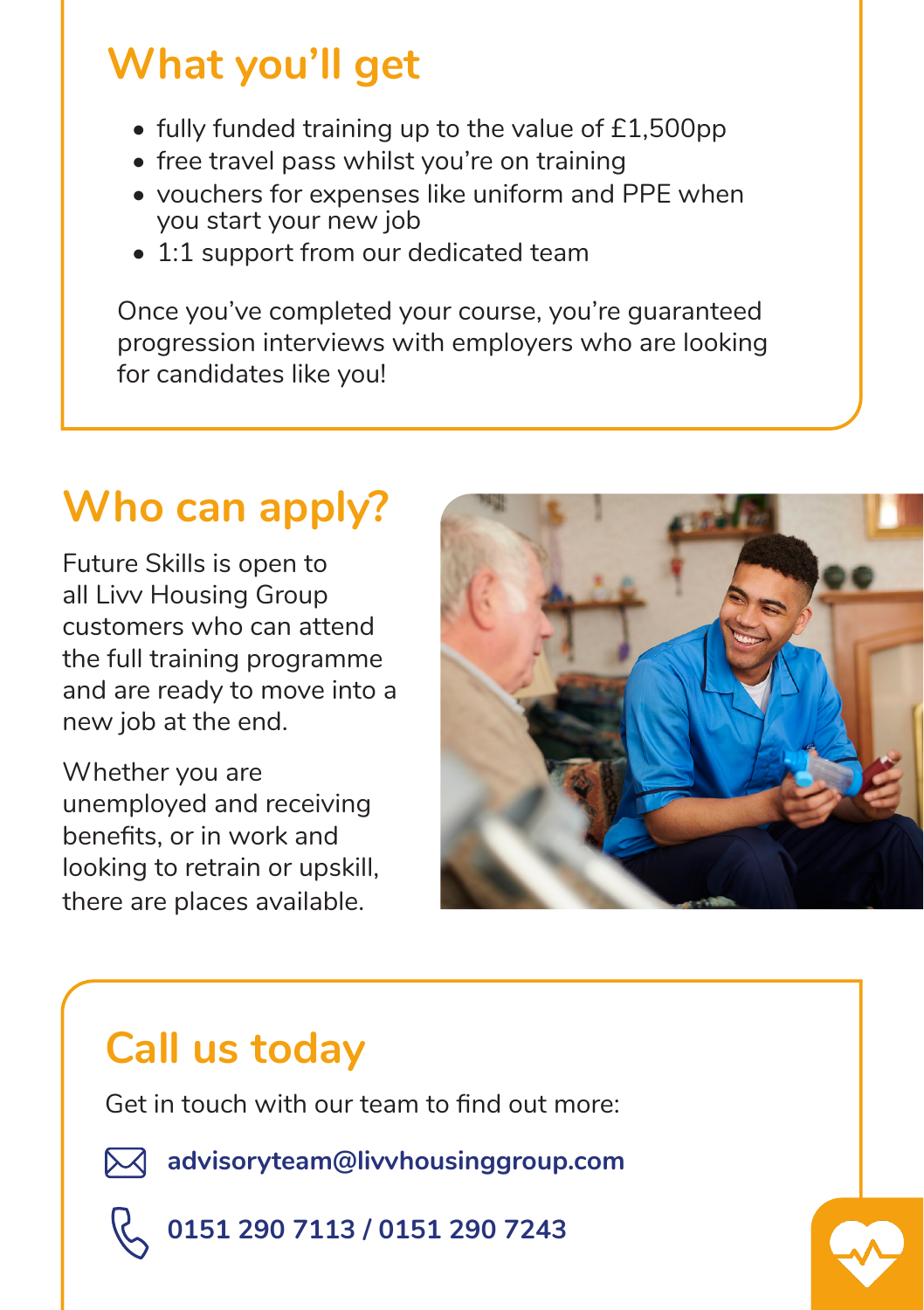## What you'll get

- fully funded training up to the value of £1,500pp
- free travel pass whilst you're on training
- vouchers for expenses like uniform and PPE when you start your new job
- 1:1 support from our dedicated team

Once you've completed your course, you're guaranteed progression interviews with employers who are looking for candidates like you!

## Who can apply?

Future Skills is open to all Livv Housing Group customers who can attend the full training programme and are ready to move into a new job at the end.

Whether you are unemployed and receiving benefits, or in work and looking to retrain or upskill, there are places available.

## Call us today

Get in touch with our team to find out more:

**advisoryteam@livvhousinggroup.com**

**0151 290 7113 / 0151 290 7243**